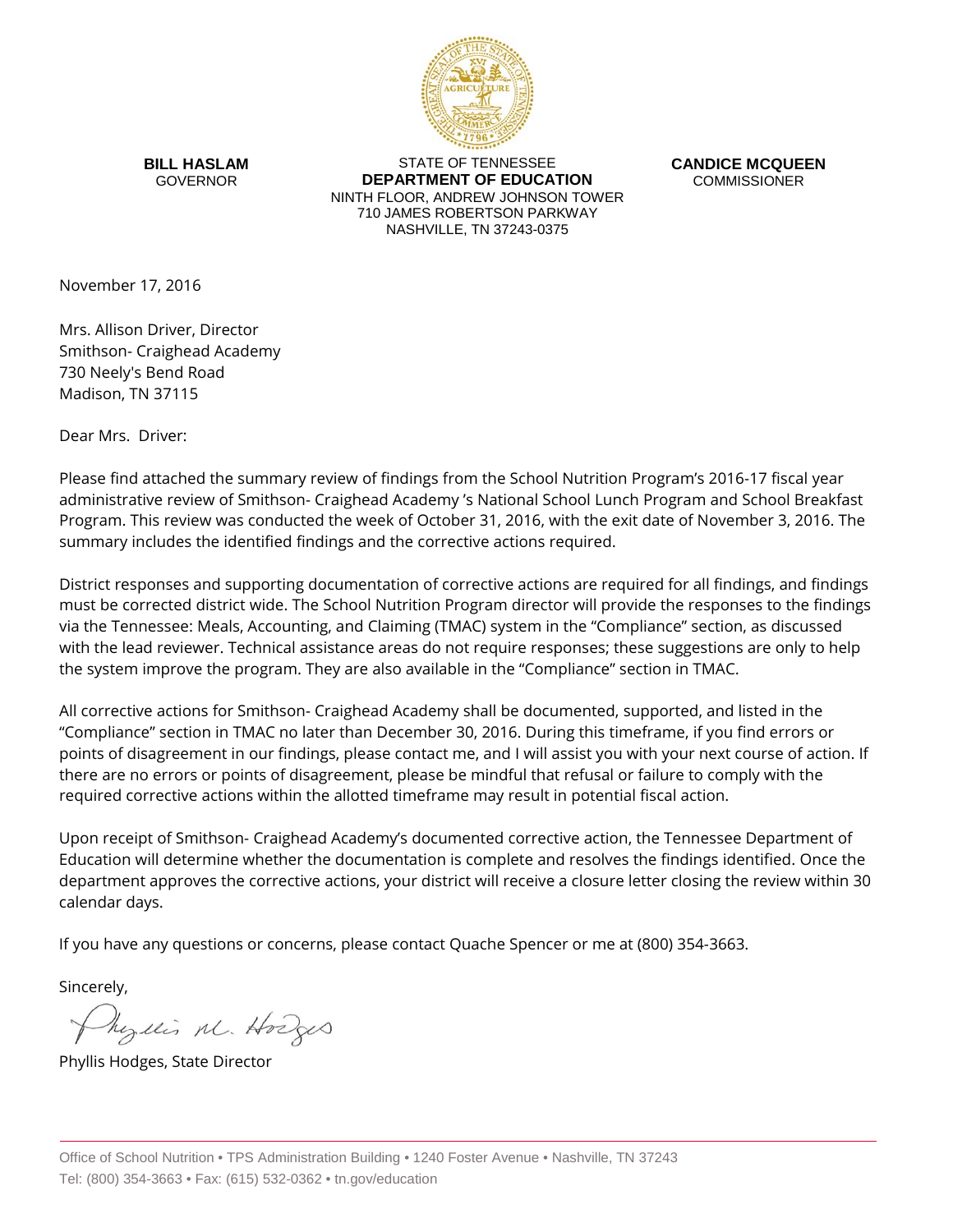**BILL HASLAM**
GOVERNOR

STATE OF TENNESSEE
**DEPARTMENT OF EDUCATION**
NINTH FLOOR, ANDREW JOHNSON TOWER
710 JAMES ROBERTSON PARKWAY
NASHVILLE, TN 37243-0375

**CANDICE MCQUEEN**
COMMISSIONER

November 17, 2016

Mrs. Allison Driver, Director
Smithson- Craighead Academy
730 Neely's Bend Road
Madison, TN 37115

Dear Mrs. Driver:

Please find attached the summary review of findings from the School Nutrition Program's 2016-17 fiscal year administrative review of Smithson- Craighead Academy 's National School Lunch Program and School Breakfast Program. This review was conducted the week of October 31, 2016, with the exit date of November 3, 2016. The summary includes the identified findings and the corrective actions required.

District responses and supporting documentation of corrective actions are required for all findings, and findings must be corrected district wide. The School Nutrition Program director will provide the responses to the findings via the Tennessee: Meals, Accounting, and Claiming (TMAC) system in the "Compliance" section, as discussed with the lead reviewer. Technical assistance areas do not require responses; these suggestions are only to help the system improve the program. They are also available in the "Compliance" section in TMAC.

All corrective actions for Smithson- Craighead Academy shall be documented, supported, and listed in the "Compliance" section in TMAC no later than December 30, 2016. During this timeframe, if you find errors or points of disagreement in our findings, please contact me, and I will assist you with your next course of action. If there are no errors or points of disagreement, please be mindful that refusal or failure to comply with the required corrective actions within the allotted timeframe may result in potential fiscal action.

Upon receipt of Smithson- Craighead Academy's documented corrective action, the Tennessee Department of Education will determine whether the documentation is complete and resolves the findings identified. Once the department approves the corrective actions, your district will receive a closure letter closing the review within 30 calendar days.

If you have any questions or concerns, please contact Quache Spencer or me at (800) 354-3663.

Sincerely,

Phyllis M. Hodges

Phyllis Hodges, State Director

Office of School Nutrition • TPS Administration Building • 1240 Foster Avenue • Nashville, TN 37243
Tel: (800) 354-3663 • Fax: (615) 532-0362 • tn.gov/education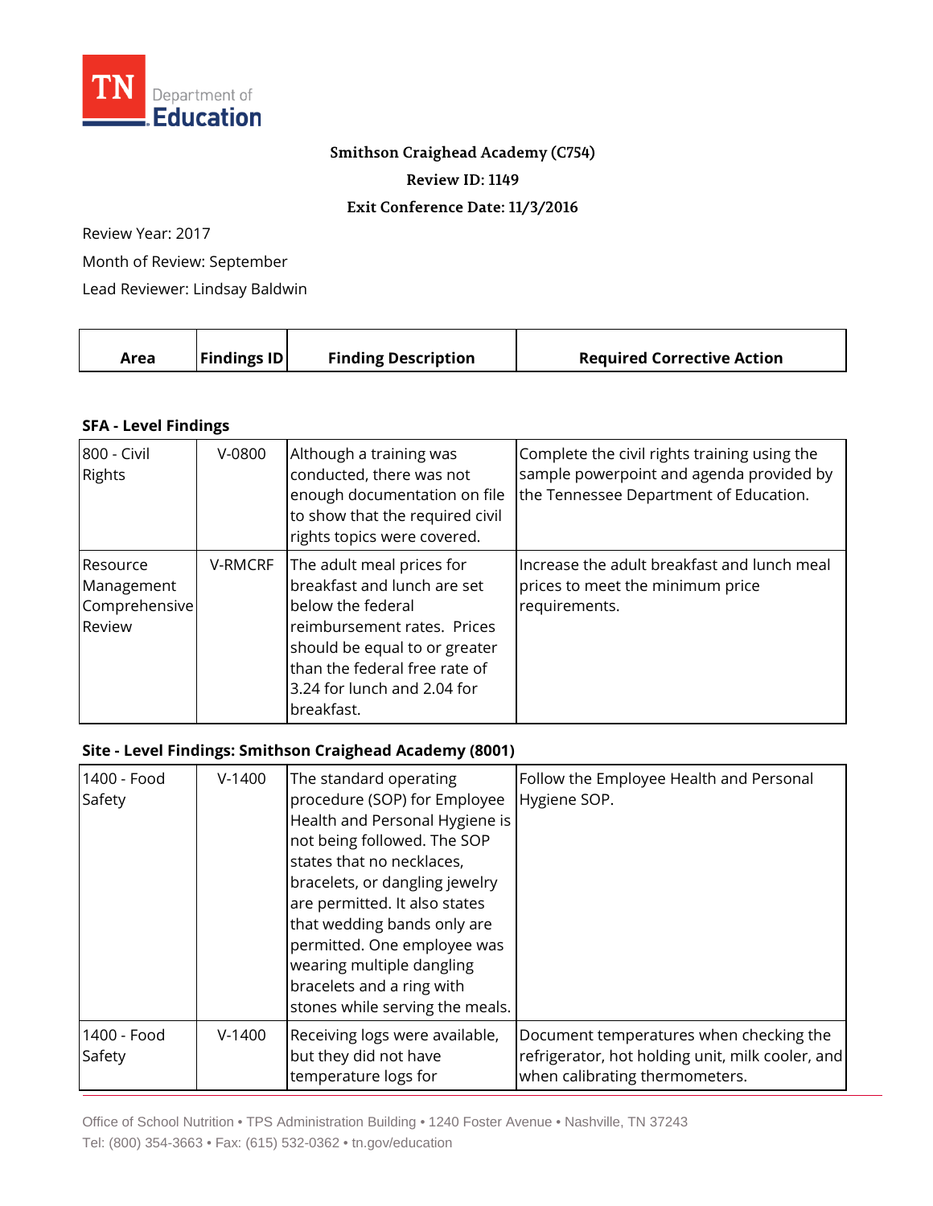TN Department of Education

**Smithson Craighead Academy (C754)**

**Review ID: 1149**

**Exit Conference Date: 11/3/2016**

Review Year: 2017

Month of Review: September

Lead Reviewer: Lindsay Baldwin

| Area | Findings ID | Finding Description | Required Corrective Action |
|---|---|---|---|

**SFA - Level Findings**

| Area | Findings ID | Finding Description | Required Corrective Action |
|---|---|---|---|
| 800 - Civil Rights | V-0800 | Although a training was conducted, there was not enough documentation on file to show that the required civil rights topics were covered. | Complete the civil rights training using the sample powerpoint and agenda provided by the Tennessee Department of Education. |
| Resource Management Comprehensive Review | V-RMCRF | The adult meal prices for breakfast and lunch are set below the federal reimbursement rates. Prices should be equal to or greater than the federal free rate of 3.24 for lunch and 2.04 for breakfast. | Increase the adult breakfast and lunch meal prices to meet the minimum price requirements. |

**Site - Level Findings: Smithson Craighead Academy (8001)**

| Area | Findings ID | Finding Description | Required Corrective Action |
|---|---|---|---|
| 1400 - Food Safety | V-1400 | The standard operating procedure (SOP) for Employee Health and Personal Hygiene is not being followed. The SOP states that no necklaces, bracelets, or dangling jewelry are permitted. It also states that wedding bands only are permitted. One employee was wearing multiple dangling bracelets and a ring with stones while serving the meals. | Follow the Employee Health and Personal Hygiene SOP. |
| 1400 - Food Safety | V-1400 | Receiving logs were available, but they did not have temperature logs for | Document temperatures when checking the refrigerator, hot holding unit, milk cooler, and when calibrating thermometers. |

Office of School Nutrition • TPS Administration Building • 1240 Foster Avenue • Nashville, TN 37243
Tel: (800) 354-3663 • Fax: (615) 532-0362 • tn.gov/education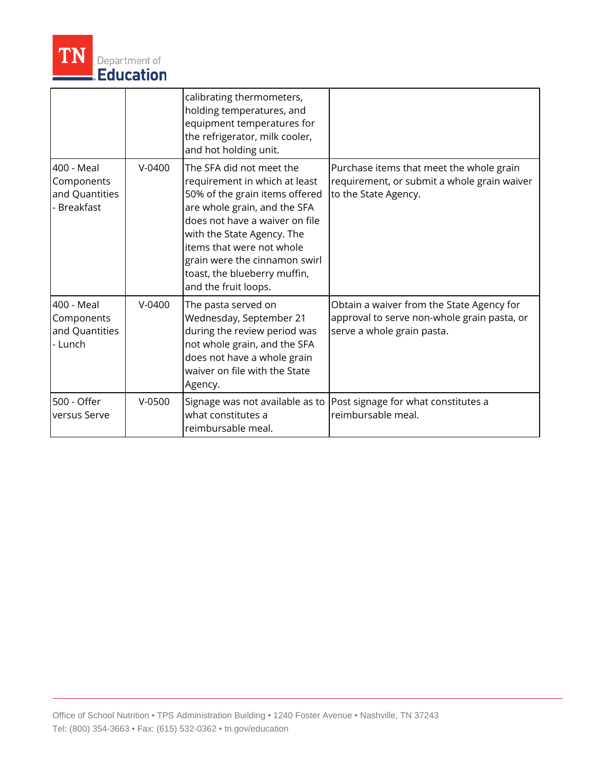| | | | |
|---|---|---|---|
| | | calibrating thermometers, holding temperatures, and equipment temperatures for the refrigerator, milk cooler, and hot holding unit. | |
| 400 - Meal Components and Quantities - Breakfast | V-0400 | The SFA did not meet the requirement in which at least 50% of the grain items offered are whole grain, and the SFA does not have a waiver on file with the State Agency. The items that were not whole grain were the cinnamon swirl toast, the blueberry muffin, and the fruit loops. | Purchase items that meet the whole grain requirement, or submit a whole grain waiver to the State Agency. |
| 400 - Meal Components and Quantities - Lunch | V-0400 | The pasta served on Wednesday, September 21 during the review period was not whole grain, and the SFA does not have a whole grain waiver on file with the State Agency. | Obtain a waiver from the State Agency for approval to serve non-whole grain pasta, or serve a whole grain pasta. |
| 500 - Offer versus Serve | V-0500 | Signage was not available as to what constitutes a reimbursable meal. | Post signage for what constitutes a reimbursable meal. |